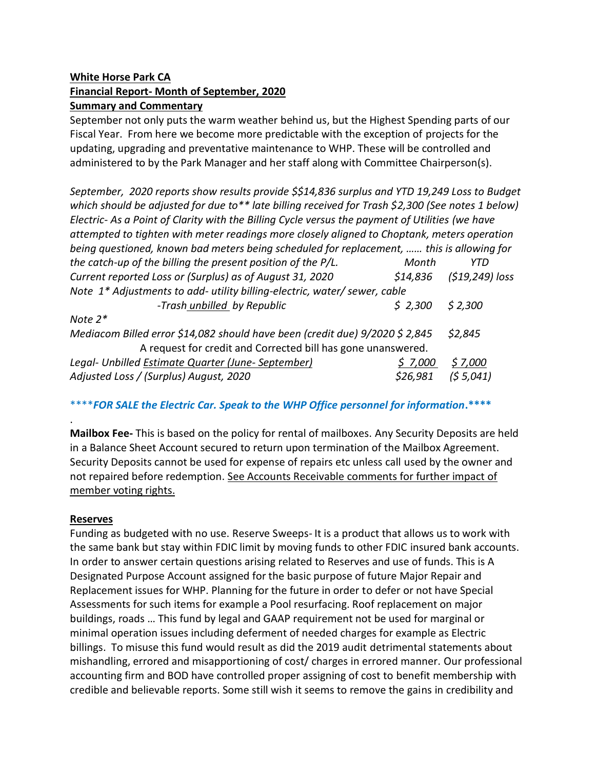**White Horse Park CA**
**Financial Report- Month of September, 2020**
**Summary and Commentary**

September not only puts the warm weather behind us, but the Highest Spending parts of our Fiscal Year. From here we become more predictable with the exception of projects for the updating, upgrading and preventative maintenance to WHP. These will be controlled and administered to by the Park Manager and her staff along with Committee Chairperson(s).

*September, 2020 reports show results provide $$14,836 surplus and YTD 19,249 Loss to Budget which should be adjusted for due to** late billing received for Trash $2,300 (See notes 1 below) Electric- As a Point of Clarity with the Billing Cycle versus the payment of Utilities (we have attempted to tighten with meter readings more closely aligned to Choptank, meters operation being questioned, known bad meters being scheduled for replacement, …… this is allowing for the catch-up of the billing the present position of the P/L.*

| | Month | YTD |
|---|---|---|
| *Current reported Loss or (Surplus) as of August 31, 2020* | *$14,836* | *($19,249) loss* |
| *Note 1* Adjustments to add- utility billing-electric, water/ sewer, cable* | | |
| *-Trash unbilled by Republic* | *$ 2,300* | *$ 2,300* |
| *Note 2** | | |
| *Mediacom Billed error $14,082 should have been (credit due) 9/2020* | *$ 2,845* | *$2,845* |
| *A request for credit and Corrected bill has gone unanswered.* | | |
| *Legal- Unbilled Estimate Quarter (June- September)* | *$ 7,000* | *$ 7,000* |
| *Adjusted Loss / (Surplus) August, 2020* | *$26,981* | *($ 5,041)* |

*****FOR SALE the Electric Car. Speak to the WHP Office personnel for information.*****

.
**Mailbox Fee-** This is based on the policy for rental of mailboxes. Any Security Deposits are held in a Balance Sheet Account secured to return upon termination of the Mailbox Agreement. Security Deposits cannot be used for expense of repairs etc unless call used by the owner and not repaired before redemption. See Accounts Receivable comments for further impact of member voting rights.

**Reserves**

Funding as budgeted with no use. Reserve Sweeps- It is a product that allows us to work with the same bank but stay within FDIC limit by moving funds to other FDIC insured bank accounts. In order to answer certain questions arising related to Reserves and use of funds. This is A Designated Purpose Account assigned for the basic purpose of future Major Repair and Replacement issues for WHP. Planning for the future in order to defer or not have Special Assessments for such items for example a Pool resurfacing. Roof replacement on major buildings, roads … This fund by legal and GAAP requirement not be used for marginal or minimal operation issues including deferment of needed charges for example as Electric billings. To misuse this fund would result as did the 2019 audit detrimental statements about mishandling, errored and misapportioning of cost/ charges in errored manner. Our professional accounting firm and BOD have controlled proper assigning of cost to benefit membership with credible and believable reports. Some still wish it seems to remove the gains in credibility and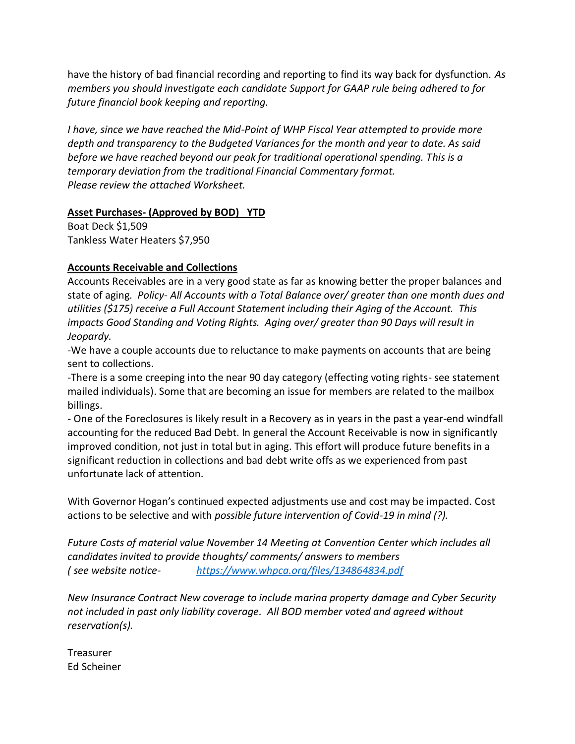have the history of bad financial recording and reporting to find its way back for dysfunction. *As members you should investigate each candidate Support for GAAP rule being adhered to for future financial book keeping and reporting.*

*I have, since we have reached the Mid-Point of WHP Fiscal Year attempted to provide more depth and transparency to the Budgeted Variances for the month and year to date. As said before we have reached beyond our peak for traditional operational spending. This is a temporary deviation from the traditional Financial Commentary format.*
*Please review the attached Worksheet.*

**Asset Purchases- (Approved by BOD) YTD**

Boat Deck $1,509
Tankless Water Heaters $7,950

**Accounts Receivable and Collections**

Accounts Receivables are in a very good state as far as knowing better the proper balances and state of aging. *Policy- All Accounts with a Total Balance over/ greater than one month dues and utilities ($175) receive a Full Account Statement including their Aging of the Account. This impacts Good Standing and Voting Rights. Aging over/ greater than 90 Days will result in Jeopardy.*

-We have a couple accounts due to reluctance to make payments on accounts that are being sent to collections.

-There is a some creeping into the near 90 day category (effecting voting rights- see statement mailed individuals). Some that are becoming an issue for members are related to the mailbox billings.

- One of the Foreclosures is likely result in a Recovery as in years in the past a year-end windfall accounting for the reduced Bad Debt. In general the Account Receivable is now in significantly improved condition, not just in total but in aging. This effort will produce future benefits in a significant reduction in collections and bad debt write offs as we experienced from past unfortunate lack of attention.

With Governor Hogan's continued expected adjustments use and cost may be impacted. Cost actions to be selective and with *possible future intervention of Covid-19 in mind (?).*

*Future Costs of material value November 14 Meeting at Convention Center which includes all candidates invited to provide thoughts/ comments/ answers to members ( see website notice- https://www.whpca.org/files/134864834.pdf*

*New Insurance Contract New coverage to include marina property damage and Cyber Security not included in past only liability coverage. All BOD member voted and agreed without reservation(s).*

Treasurer
Ed Scheiner